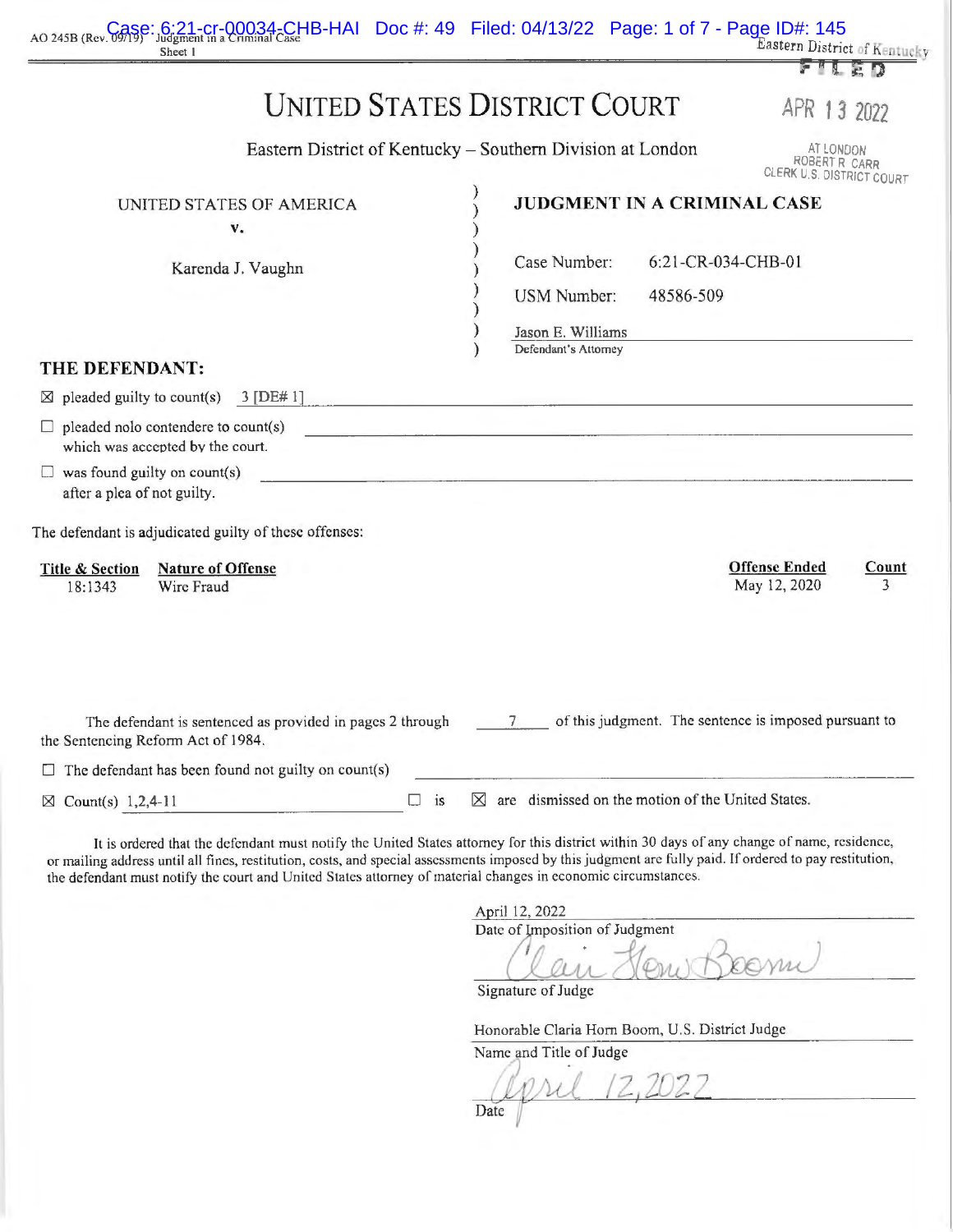AO 245B (Rev. 09/19) Judgment in a Criminal Case
Sheet 1

Eastern District of Kentucky
**FILED**
APR 13 2022
AT LONDON
ROBERT R. CARR
CLERK U.S. DISTRICT COURT

# UNITED STATES DISTRICT COURT

Eastern District of Kentucky – Southern Division at London

UNITED STATES OF AMERICA
v.
Karenda J. Vaughn

**JUDGMENT IN A CRIMINAL CASE**

Case Number: 6:21-CR-034-CHB-01

USM Number: 48586-509

Jason E. Williams
Defendant's Attorney

## THE DEFENDANT:

☒ pleaded guilty to count(s) 3 [DE# 1]

☐ pleaded nolo contendere to count(s) which was accepted by the court.

☐ was found guilty on count(s) after a plea of not guilty.

The defendant is adjudicated guilty of these offenses:

| Title & Section | Nature of Offense | Offense Ended | Count |
|---|---|---|---|
| 18:1343 | Wire Fraud | May 12, 2020 | 3 |

The defendant is sentenced as provided in pages 2 through 7 of this judgment. The sentence is imposed pursuant to the Sentencing Reform Act of 1984.

☐ The defendant has been found not guilty on count(s)

☒ Count(s) 1,2,4-11 ☐ is ☒ are dismissed on the motion of the United States.

It is ordered that the defendant must notify the United States attorney for this district within 30 days of any change of name, residence, or mailing address until all fines, restitution, costs, and special assessments imposed by this judgment are fully paid. If ordered to pay restitution, the defendant must notify the court and United States attorney of material changes in economic circumstances.

April 12, 2022
Date of Imposition of Judgment

Signature of Judge

Honorable Claria Horn Boom, U.S. District Judge
Name and Title of Judge

April 12, 2022
Date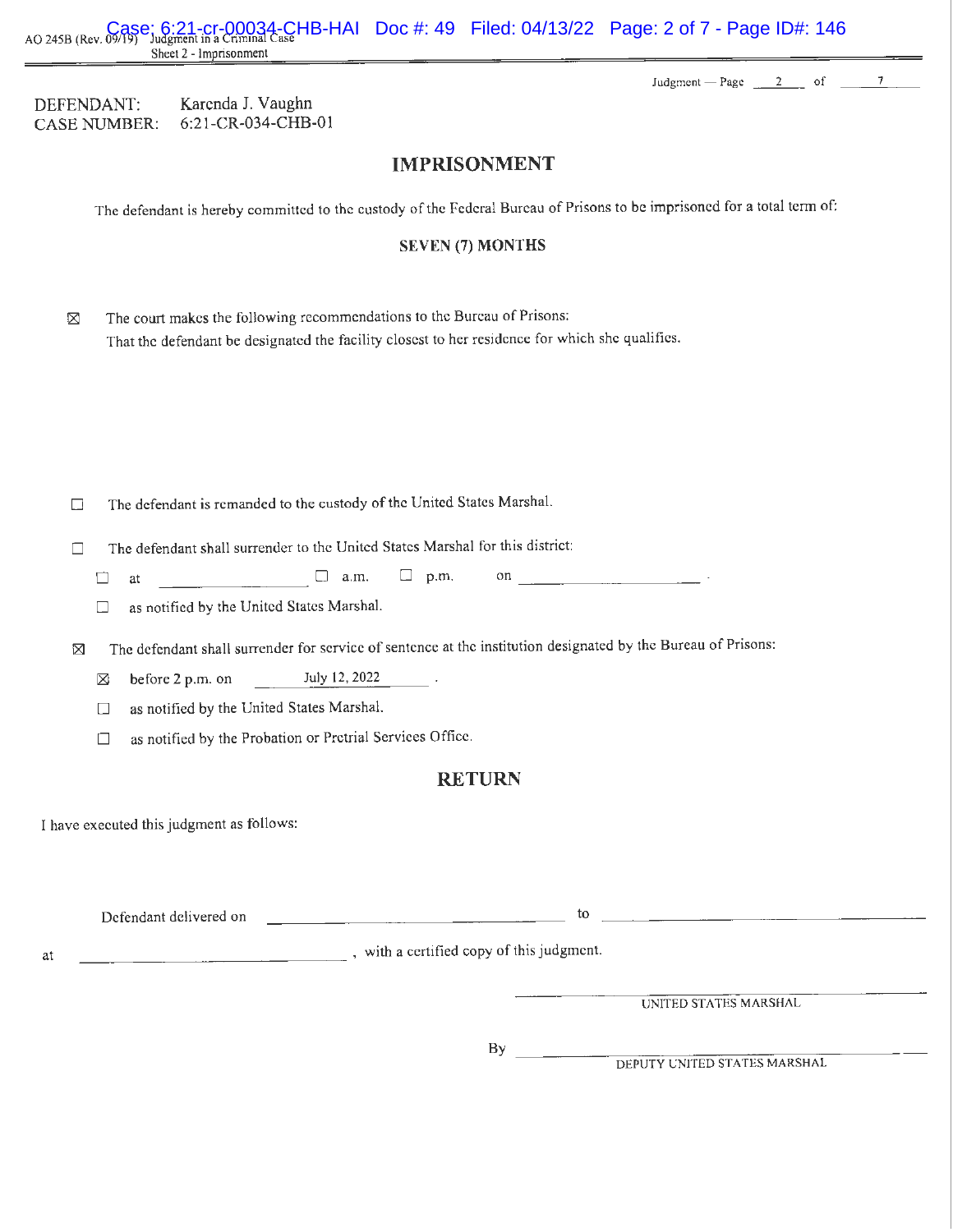DEFENDANT: Karenda J. Vaughn
CASE NUMBER: 6:21-CR-034-CHB-01

## IMPRISONMENT

The defendant is hereby committed to the custody of the Federal Bureau of Prisons to be imprisoned for a total term of:

**SEVEN (7) MONTHS**

☒ The court makes the following recommendations to the Bureau of Prisons:
That the defendant be designated the facility closest to her residence for which she qualifies.

☐ The defendant is remanded to the custody of the United States Marshal.

☐ The defendant shall surrender to the United States Marshal for this district:

☐ at \_\_\_\_\_\_\_\_\_\_\_\_ ☐ a.m. ☐ p.m. on \_\_\_\_\_\_\_\_\_\_\_\_ .

☐ as notified by the United States Marshal.

☒ The defendant shall surrender for service of sentence at the institution designated by the Bureau of Prisons:

☒ before 2 p.m. on July 12, 2022 .

☐ as notified by the United States Marshal.

☐ as notified by the Probation or Pretrial Services Office.

## RETURN

I have executed this judgment as follows:

Defendant delivered on \_\_\_\_\_\_\_\_\_\_\_\_ to \_\_\_\_\_\_\_\_\_\_\_\_

at \_\_\_\_\_\_\_\_\_\_\_\_ , with a certified copy of this judgment.

\_\_\_\_\_\_\_\_\_\_\_\_
UNITED STATES MARSHAL

By \_\_\_\_\_\_\_\_\_\_\_\_
DEPUTY UNITED STATES MARSHAL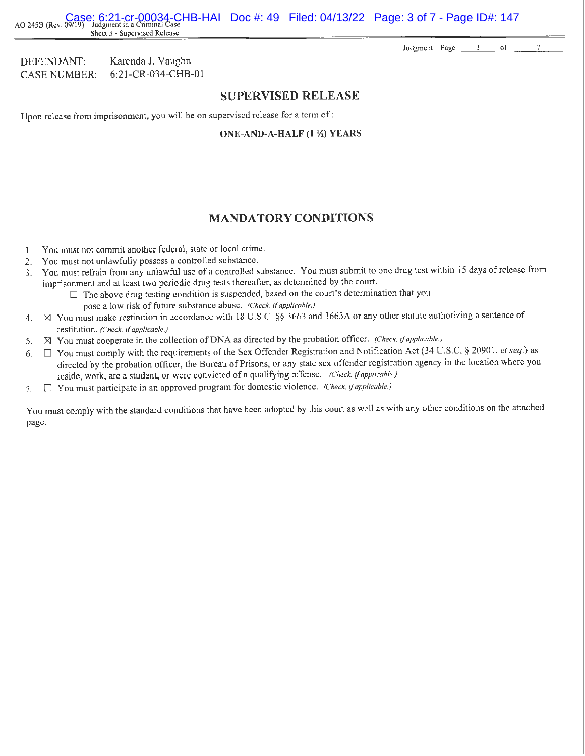DEFENDANT: Karenda J. Vaughn
CASE NUMBER: 6:21-CR-034-CHB-01

## SUPERVISED RELEASE

Upon release from imprisonment, you will be on supervised release for a term of :

**ONE-AND-A-HALF (1 ½) YEARS**

## MANDATORY CONDITIONS

1. You must not commit another federal, state or local crime.
2. You must not unlawfully possess a controlled substance.
3. You must refrain from any unlawful use of a controlled substance. You must submit to one drug test within 15 days of release from imprisonment and at least two periodic drug tests thereafter, as determined by the court.
   - ☐ The above drug testing condition is suspended, based on the court's determination that you pose a low risk of future substance abuse. *(Check, if applicable.)*
4. ☒ You must make restitution in accordance with 18 U.S.C. §§ 3663 and 3663A or any other statute authorizing a sentence of restitution. *(Check, if applicable.)*
5. ☒ You must cooperate in the collection of DNA as directed by the probation officer. *(Check, if applicable.)*
6. ☐ You must comply with the requirements of the Sex Offender Registration and Notification Act (34 U.S.C. § 20901, *et seq.*) as directed by the probation officer, the Bureau of Prisons, or any state sex offender registration agency in the location where you reside, work, are a student, or were convicted of a qualifying offense. *(Check, if applicable.)*
7. ☐ You must participate in an approved program for domestic violence. *(Check, if applicable.)*

You must comply with the standard conditions that have been adopted by this court as well as with any other conditions on the attached page.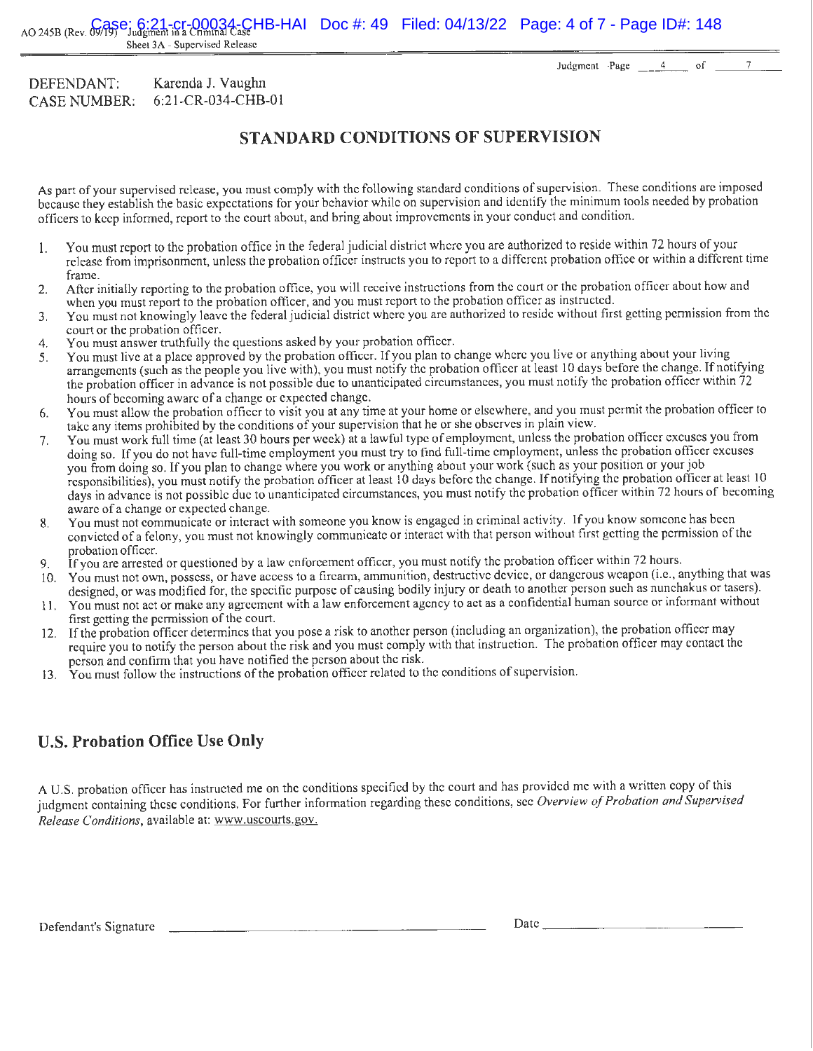DEFENDANT: Karenda J. Vaughn
CASE NUMBER: 6:21-CR-034-CHB-01

# STANDARD CONDITIONS OF SUPERVISION

As part of your supervised release, you must comply with the following standard conditions of supervision. These conditions are imposed because they establish the basic expectations for your behavior while on supervision and identify the minimum tools needed by probation officers to keep informed, report to the court about, and bring about improvements in your conduct and condition.

1. You must report to the probation office in the federal judicial district where you are authorized to reside within 72 hours of your release from imprisonment, unless the probation officer instructs you to report to a different probation office or within a different time frame.
2. After initially reporting to the probation office, you will receive instructions from the court or the probation officer about how and when you must report to the probation officer, and you must report to the probation officer as instructed.
3. You must not knowingly leave the federal judicial district where you are authorized to reside without first getting permission from the court or the probation officer.
4. You must answer truthfully the questions asked by your probation officer.
5. You must live at a place approved by the probation officer. If you plan to change where you live or anything about your living arrangements (such as the people you live with), you must notify the probation officer at least 10 days before the change. If notifying the probation officer in advance is not possible due to unanticipated circumstances, you must notify the probation officer within 72 hours of becoming aware of a change or expected change.
6. You must allow the probation officer to visit you at any time at your home or elsewhere, and you must permit the probation officer to take any items prohibited by the conditions of your supervision that he or she observes in plain view.
7. You must work full time (at least 30 hours per week) at a lawful type of employment, unless the probation officer excuses you from doing so. If you do not have full-time employment you must try to find full-time employment, unless the probation officer excuses you from doing so. If you plan to change where you work or anything about your work (such as your position or your job responsibilities), you must notify the probation officer at least 10 days before the change. If notifying the probation officer at least 10 days in advance is not possible due to unanticipated circumstances, you must notify the probation officer within 72 hours of becoming aware of a change or expected change.
8. You must not communicate or interact with someone you know is engaged in criminal activity. If you know someone has been convicted of a felony, you must not knowingly communicate or interact with that person without first getting the permission of the probation officer.
9. If you are arrested or questioned by a law enforcement officer, you must notify the probation officer within 72 hours.
10. You must not own, possess, or have access to a firearm, ammunition, destructive device, or dangerous weapon (i.e., anything that was designed, or was modified for, the specific purpose of causing bodily injury or death to another person such as nunchakus or tasers).
11. You must not act or make any agreement with a law enforcement agency to act as a confidential human source or informant without first getting the permission of the court.
12. If the probation officer determines that you pose a risk to another person (including an organization), the probation officer may require you to notify the person about the risk and you must comply with that instruction. The probation officer may contact the person and confirm that you have notified the person about the risk.
13. You must follow the instructions of the probation officer related to the conditions of supervision.

## U.S. Probation Office Use Only

A U.S. probation officer has instructed me on the conditions specified by the court and has provided me with a written copy of this judgment containing these conditions. For further information regarding these conditions, see *Overview of Probation and Supervised Release Conditions*, available at: www.uscourts.gov.

Defendant's Signature ______________________________ Date ____________________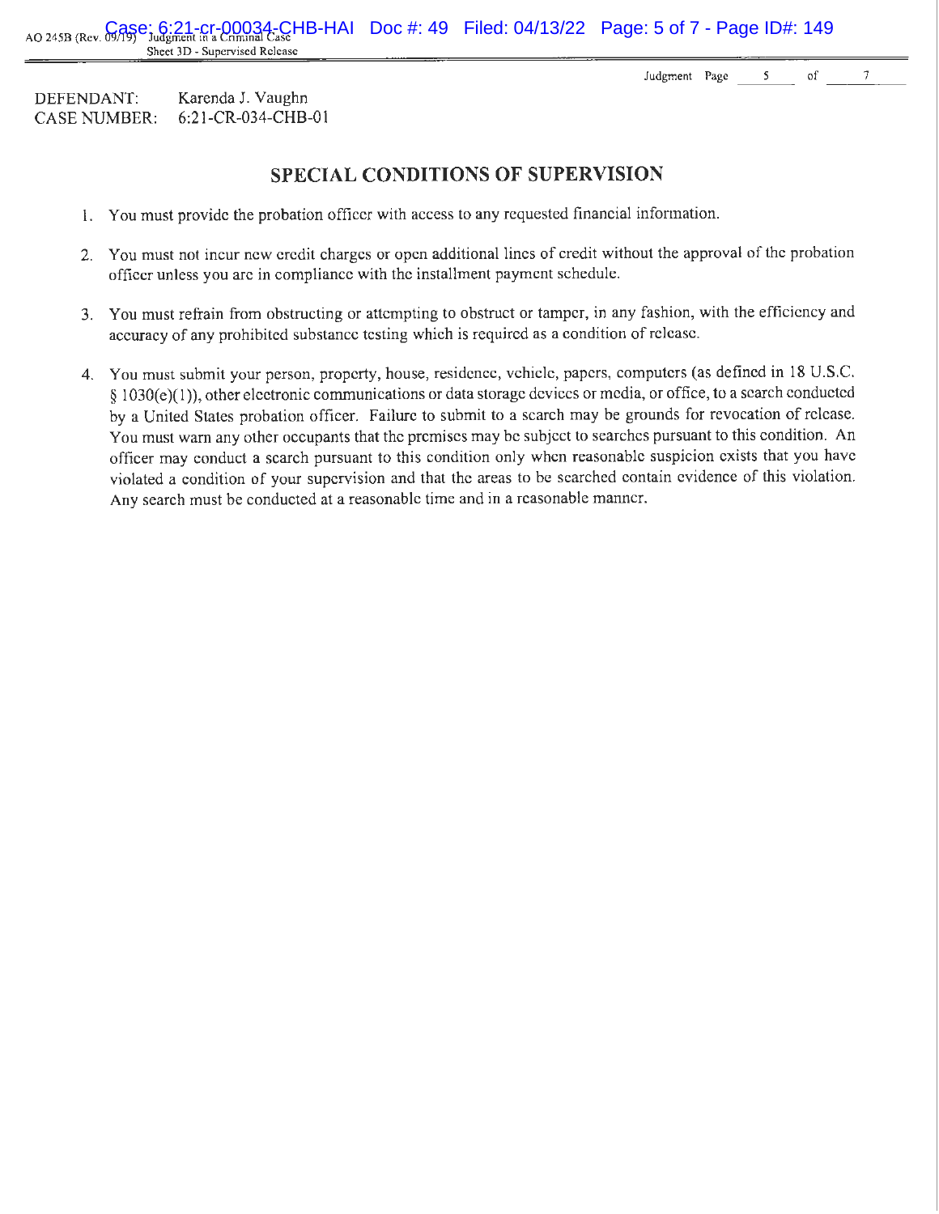DEFENDANT: Karenda J. Vaughn
CASE NUMBER: 6:21-CR-034-CHB-01

## SPECIAL CONDITIONS OF SUPERVISION

1. You must provide the probation officer with access to any requested financial information.

2. You must not incur new credit charges or open additional lines of credit without the approval of the probation officer unless you are in compliance with the installment payment schedule.

3. You must refrain from obstructing or attempting to obstruct or tamper, in any fashion, with the efficiency and accuracy of any prohibited substance testing which is required as a condition of release.

4. You must submit your person, property, house, residence, vehicle, papers, computers (as defined in 18 U.S.C. § 1030(e)(1)), other electronic communications or data storage devices or media, or office, to a search conducted by a United States probation officer. Failure to submit to a search may be grounds for revocation of release. You must warn any other occupants that the premises may be subject to searches pursuant to this condition. An officer may conduct a search pursuant to this condition only when reasonable suspicion exists that you have violated a condition of your supervision and that the areas to be searched contain evidence of this violation. Any search must be conducted at a reasonable time and in a reasonable manner.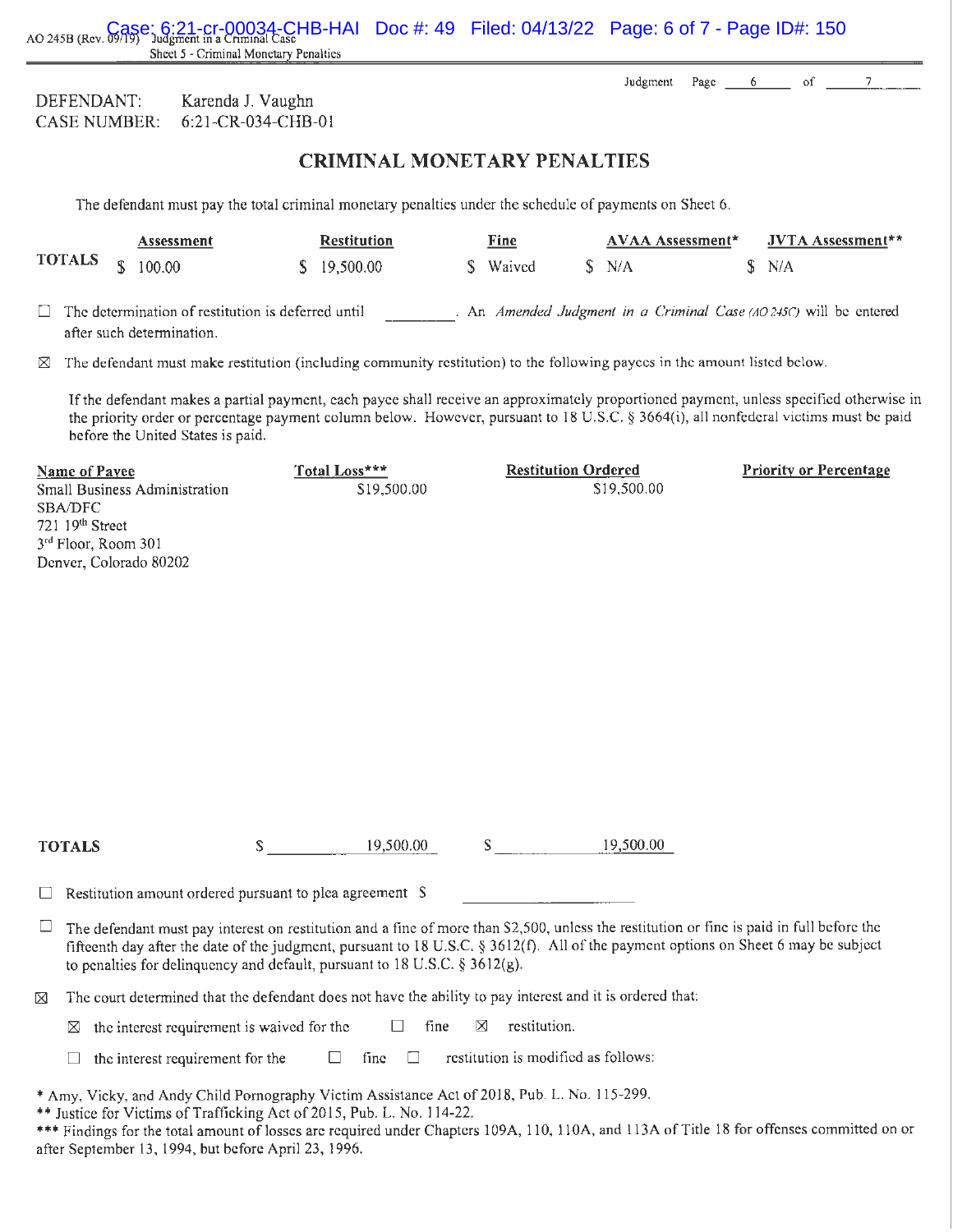AO 245B (Rev. 09/19) Judgment in a Criminal Case
Sheet 5 - Criminal Monetary Penalties

DEFENDANT: Karenda J. Vaughn
CASE NUMBER: 6:21-CR-034-CHB-01

Judgment Page 6 of 7

## CRIMINAL MONETARY PENALTIES

The defendant must pay the total criminal monetary penalties under the schedule of payments on Sheet 6.

| | Assessment | Restitution | Fine | AVAA Assessment* | JVTA Assessment** |
|---|---|---|---|---|---|
| TOTALS | $ 100.00 | $ 19,500.00 | $ Waived | $ N/A | $ N/A |

☐ The determination of restitution is deferred until ________. An *Amended Judgment in a Criminal Case (AO 245C)* will be entered after such determination.

☒ The defendant must make restitution (including community restitution) to the following payees in the amount listed below.

If the defendant makes a partial payment, each payee shall receive an approximately proportioned payment, unless specified otherwise in the priority order or percentage payment column below. However, pursuant to 18 U.S.C. § 3664(i), all nonfederal victims must be paid before the United States is paid.

| Name of Payee | Total Loss*** | Restitution Ordered | Priority or Percentage |
|---|---|---|---|
| Small Business Administration<br>SBA/DFC<br>721 19th Street<br>3rd Floor, Room 301<br>Denver, Colorado 80202 | $19,500.00 | $19,500.00 | |
| **TOTALS** | $ 19,500.00 | $ 19,500.00 | |

☐ Restitution amount ordered pursuant to plea agreement $ ____________

☐ The defendant must pay interest on restitution and a fine of more than $2,500, unless the restitution or fine is paid in full before the fifteenth day after the date of the judgment, pursuant to 18 U.S.C. § 3612(f). All of the payment options on Sheet 6 may be subject to penalties for delinquency and default, pursuant to 18 U.S.C. § 3612(g).

☒ The court determined that the defendant does not have the ability to pay interest and it is ordered that:

☒ the interest requirement is waived for the ☐ fine ☒ restitution.

☐ the interest requirement for the ☐ fine ☐ restitution is modified as follows:

\* Amy, Vicky, and Andy Child Pornography Victim Assistance Act of 2018, Pub. L. No. 115-299.
\*\* Justice for Victims of Trafficking Act of 2015, Pub. L. No. 114-22.
\*\*\* Findings for the total amount of losses are required under Chapters 109A, 110, 110A, and 113A of Title 18 for offenses committed on or after September 13, 1994, but before April 23, 1996.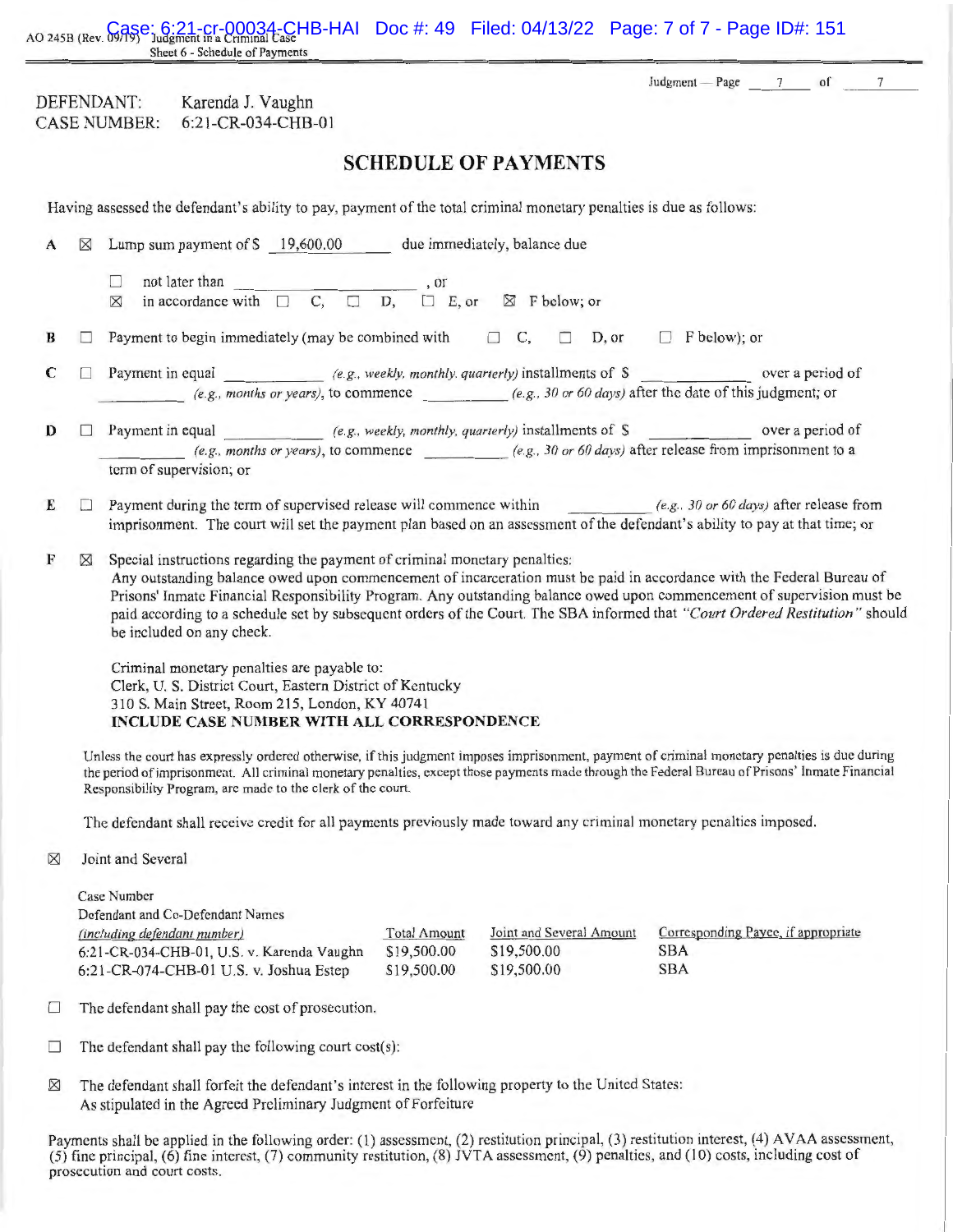AO 245B (Rev. 09/19) Judgment in a Criminal Case
Sheet 6 - Schedule of Payments

Judgment — Page 7 of 7

DEFENDANT: Karenda J. Vaughn
CASE NUMBER: 6:21-CR-034-CHB-01

## SCHEDULE OF PAYMENTS

Having assessed the defendant's ability to pay, payment of the total criminal monetary penalties is due as follows:

**A** ☒ Lump sum payment of $ 19,600.00 due immediately, balance due

☐ not later than ______________, or
☒ in accordance with ☐ C, ☐ D, ☐ E, or ☒ F below; or

**B** ☐ Payment to begin immediately (may be combined with ☐ C, ☐ D, or ☐ F below); or

**C** ☐ Payment in equal __________ *(e.g., weekly, monthly, quarterly)* installments of $ __________ over a period of __________ *(e.g., months or years)*, to commence __________ *(e.g., 30 or 60 days)* after the date of this judgment; or

**D** ☐ Payment in equal __________ *(e.g., weekly, monthly, quarterly)* installments of $ __________ over a period of __________ *(e.g., months or years)*, to commence __________ *(e.g., 30 or 60 days)* after release from imprisonment to a term of supervision; or

**E** ☐ Payment during the term of supervised release will commence within __________ *(e.g., 30 or 60 days)* after release from imprisonment. The court will set the payment plan based on an assessment of the defendant's ability to pay at that time; or

**F** ☒ Special instructions regarding the payment of criminal monetary penalties:
Any outstanding balance owed upon commencement of incarceration must be paid in accordance with the Federal Bureau of Prisons' Inmate Financial Responsibility Program. Any outstanding balance owed upon commencement of supervision must be paid according to a schedule set by subsequent orders of the Court. The SBA informed that *"Court Ordered Restitution"* should be included on any check.

Criminal monetary penalties are payable to:
Clerk, U. S. District Court, Eastern District of Kentucky
310 S. Main Street, Room 215, London, KY 40741
**INCLUDE CASE NUMBER WITH ALL CORRESPONDENCE**

Unless the court has expressly ordered otherwise, if this judgment imposes imprisonment, payment of criminal monetary penalties is due during the period of imprisonment. All criminal monetary penalties, except those payments made through the Federal Bureau of Prisons' Inmate Financial Responsibility Program, are made to the clerk of the court.

The defendant shall receive credit for all payments previously made toward any criminal monetary penalties imposed.

☒ Joint and Several

| Case Number<br>Defendant and Co-Defendant Names<br>*(including defendant number)* | Total Amount | Joint and Several Amount | Corresponding Payee, if appropriate |
|---|---|---|---|
| 6:21-CR-034-CHB-01, U.S. v. Karenda Vaughn | $19,500.00 | $19,500.00 | SBA |
| 6:21-CR-074-CHB-01 U.S. v. Joshua Estep | $19,500.00 | $19,500.00 | SBA |

☐ The defendant shall pay the cost of prosecution.

☐ The defendant shall pay the following court cost(s):

☒ The defendant shall forfeit the defendant's interest in the following property to the United States:
As stipulated in the Agreed Preliminary Judgment of Forfeiture

Payments shall be applied in the following order: (1) assessment, (2) restitution principal, (3) restitution interest, (4) AVAA assessment, (5) fine principal, (6) fine interest, (7) community restitution, (8) JVTA assessment, (9) penalties, and (10) costs, including cost of prosecution and court costs.